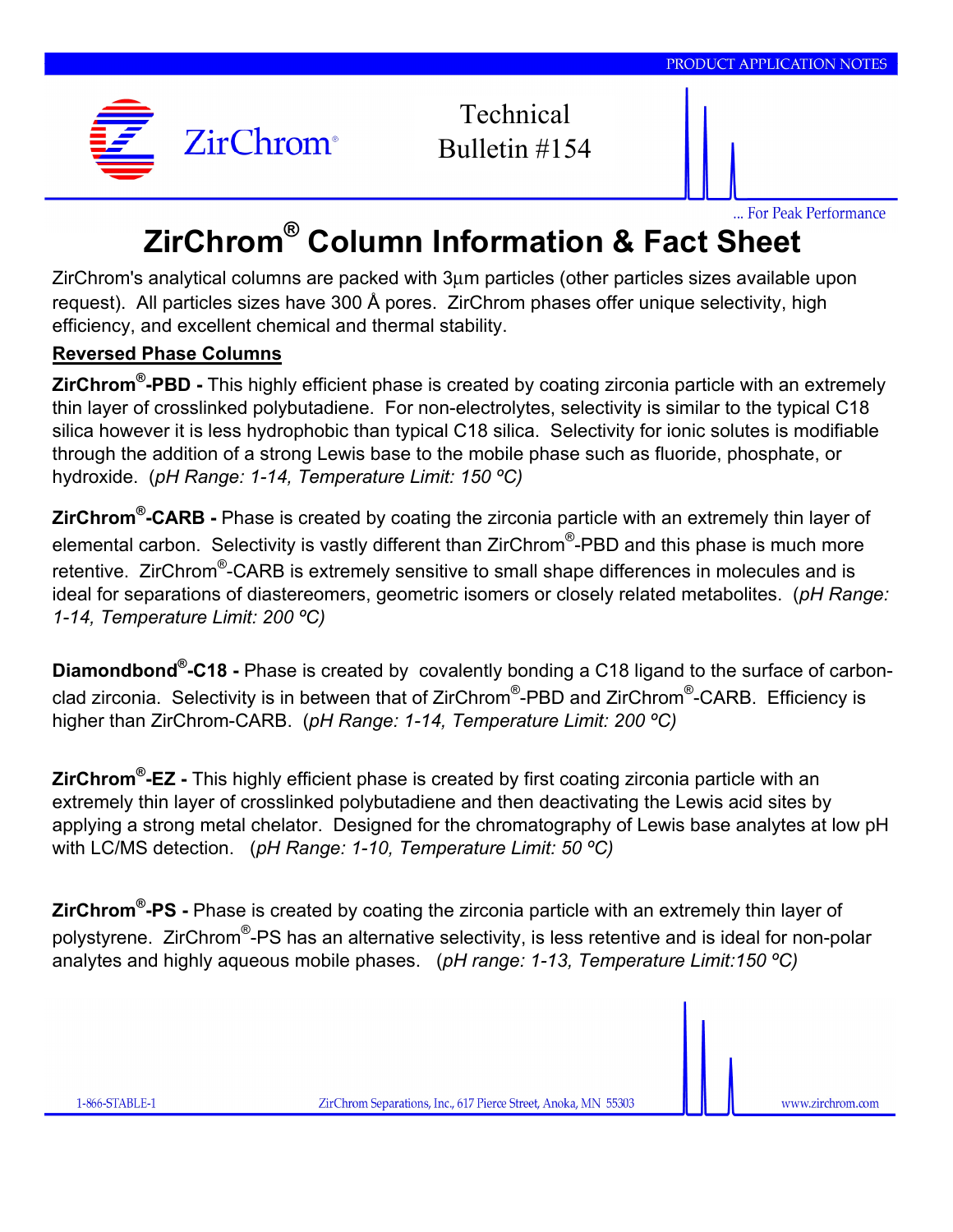# ZirChrom® Column Information & Fact Sheet

ZirChrom's analytical columns are packed with 3µm particles (other particles sizes available upon request). All particles sizes have 300 Å pores. ZirChrom phases offer unique selectivity, high efficiency, and excellent chemical and thermal stability.

## Reversed Phase Columns

**ZirChrom®-PBD -** This highly efficient phase is created by coating zirconia particle with an extremely thin layer of crosslinked polybutadiene. For non-electrolytes, selectivity is similar to the typical C18 silica however it is less hydrophobic than typical C18 silica. Selectivity for ionic solutes is modifiable through the addition of a strong Lewis base to the mobile phase such as fluoride, phosphate, or hydroxide. (*pH Range: 1-14, Temperature Limit: 150 ºC)*

**ZirChrom®-CARB -** Phase is created by coating the zirconia particle with an extremely thin layer of elemental carbon. Selectivity is vastly different than ZirChrom®-PBD and this phase is much more retentive. ZirChrom®-CARB is extremely sensitive to small shape differences in molecules and is ideal for separations of diastereomers, geometric isomers or closely related metabolites. (*pH Range: 1-14, Temperature Limit: 200 ºC)*

**Diamondbond®-C18 -** Phase is created by covalently bonding a C18 ligand to the surface of carbon-clad zirconia. Selectivity is in between that of ZirChrom®-PBD and ZirChrom®-CARB. Efficiency is higher than ZirChrom-CARB. (*pH Range: 1-14, Temperature Limit: 200 ºC)*

**ZirChrom®-EZ -** This highly efficient phase is created by first coating zirconia particle with an extremely thin layer of crosslinked polybutadiene and then deactivating the Lewis acid sites by applying a strong metal chelator. Designed for the chromatography of Lewis base analytes at low pH with LC/MS detection. (*pH Range: 1-10, Temperature Limit: 50 ºC)*

**ZirChrom®-PS -** Phase is created by coating the zirconia particle with an extremely thin layer of polystyrene. ZirChrom®-PS has an alternative selectivity, is less retentive and is ideal for non-polar analytes and highly aqueous mobile phases. (*pH range: 1-13, Temperature Limit:150 ºC)*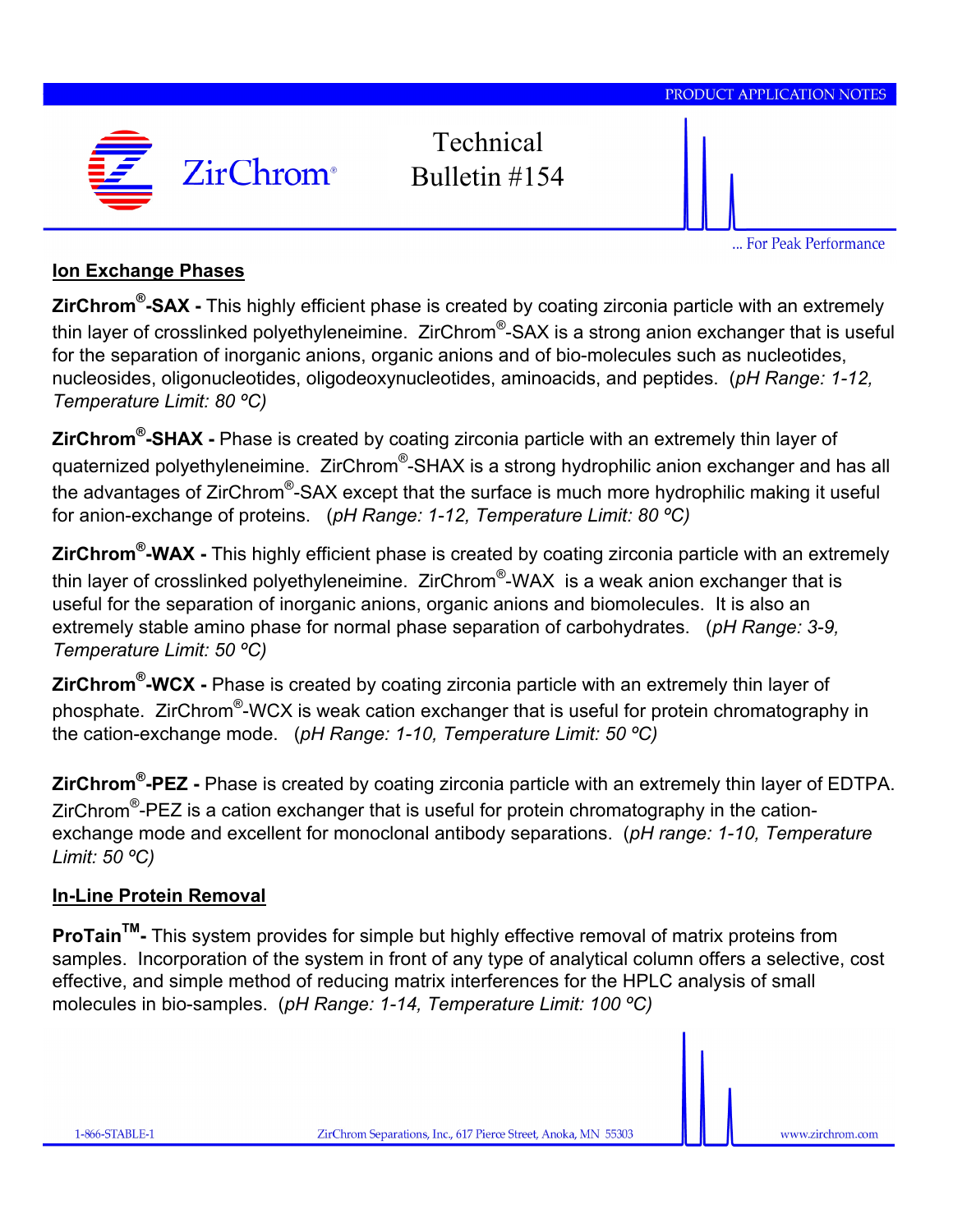## Ion Exchange Phases

**ZirChrom®-SAX -** This highly efficient phase is created by coating zirconia particle with an extremely thin layer of crosslinked polyethyleneimine. ZirChrom®-SAX is a strong anion exchanger that is useful for the separation of inorganic anions, organic anions and of bio-molecules such as nucleotides, nucleosides, oligonucleotides, oligodeoxynucleotides, aminoacids, and peptides. (*pH Range: 1-12, Temperature Limit: 80 ºC)*

**ZirChrom®-SHAX -** Phase is created by coating zirconia particle with an extremely thin layer of quaternized polyethyleneimine. ZirChrom®-SHAX is a strong hydrophilic anion exchanger and has all the advantages of ZirChrom®-SAX except that the surface is much more hydrophilic making it useful for anion-exchange of proteins. (*pH Range: 1-12, Temperature Limit: 80 ºC)*

**ZirChrom®-WAX -** This highly efficient phase is created by coating zirconia particle with an extremely thin layer of crosslinked polyethyleneimine. ZirChrom®-WAX is a weak anion exchanger that is useful for the separation of inorganic anions, organic anions and biomolecules. It is also an extremely stable amino phase for normal phase separation of carbohydrates. (*pH Range: 3-9, Temperature Limit: 50 ºC)*

**ZirChrom®-WCX -** Phase is created by coating zirconia particle with an extremely thin layer of phosphate. ZirChrom®-WCX is weak cation exchanger that is useful for protein chromatography in the cation-exchange mode. (*pH Range: 1-10, Temperature Limit: 50 ºC)*

**ZirChrom®-PEZ -** Phase is created by coating zirconia particle with an extremely thin layer of EDTPA. ZirChrom®-PEZ is a cation exchanger that is useful for protein chromatography in the cation-exchange mode and excellent for monoclonal antibody separations. (*pH range: 1-10, Temperature Limit: 50 ºC)*

## In-Line Protein Removal

**ProTain™-** This system provides for simple but highly effective removal of matrix proteins from samples. Incorporation of the system in front of any type of analytical column offers a selective, cost effective, and simple method of reducing matrix interferences for the HPLC analysis of small molecules in bio-samples. (*pH Range: 1-14, Temperature Limit: 100 ºC)*